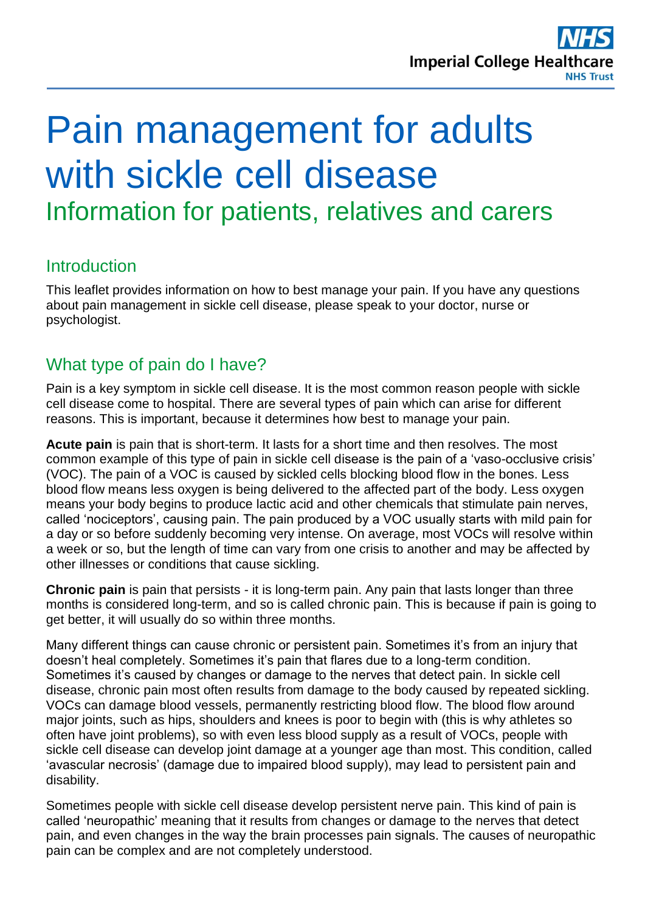# Pain management for adults with sickle cell disease

## Information for patients, relatives and carers

### Introduction

This leaflet provides information on how to best manage your pain. If you have any questions about pain management in sickle cell disease, please speak to your doctor, nurse or psychologist.

### What type of pain do I have?

Pain is a key symptom in sickle cell disease. It is the most common reason people with sickle cell disease come to hospital. There are several types of pain which can arise for different reasons. This is important, because it determines how best to manage your pain.

**Acute pain** is pain that is short-term. It lasts for a short time and then resolves. The most common example of this type of pain in sickle cell disease is the pain of a 'vaso-occlusive crisis' (VOC). The pain of a VOC is caused by sickled cells blocking blood flow in the bones. Less blood flow means less oxygen is being delivered to the affected part of the body. Less oxygen means your body begins to produce lactic acid and other chemicals that stimulate pain nerves, called 'nociceptors', causing pain. The pain produced by a VOC usually starts with mild pain for a day or so before suddenly becoming very intense. On average, most VOCs will resolve within a week or so, but the length of time can vary from one crisis to another and may be affected by other illnesses or conditions that cause sickling.

**Chronic pain** is pain that persists - it is long-term pain. Any pain that lasts longer than three months is considered long-term, and so is called chronic pain. This is because if pain is going to get better, it will usually do so within three months.

Many different things can cause chronic or persistent pain. Sometimes it's from an injury that doesn't heal completely. Sometimes it's pain that flares due to a long-term condition. Sometimes it's caused by changes or damage to the nerves that detect pain. In sickle cell disease, chronic pain most often results from damage to the body caused by repeated sickling. VOCs can damage blood vessels, permanently restricting blood flow. The blood flow around major joints, such as hips, shoulders and knees is poor to begin with (this is why athletes so often have joint problems), so with even less blood supply as a result of VOCs, people with sickle cell disease can develop joint damage at a younger age than most. This condition, called 'avascular necrosis' (damage due to impaired blood supply), may lead to persistent pain and disability.

Sometimes people with sickle cell disease develop persistent nerve pain. This kind of pain is called 'neuropathic' meaning that it results from changes or damage to the nerves that detect pain, and even changes in the way the brain processes pain signals. The causes of neuropathic pain can be complex and are not completely understood.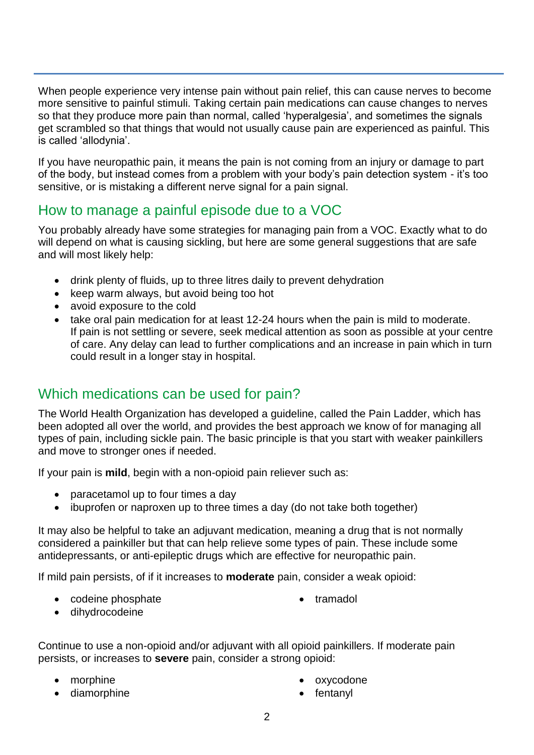When people experience very intense pain without pain relief, this can cause nerves to become more sensitive to painful stimuli. Taking certain pain medications can cause changes to nerves so that they produce more pain than normal, called 'hyperalgesia', and sometimes the signals get scrambled so that things that would not usually cause pain are experienced as painful. This is called 'allodynia'.

If you have neuropathic pain, it means the pain is not coming from an injury or damage to part of the body, but instead comes from a problem with your body's pain detection system - it's too sensitive, or is mistaking a different nerve signal for a pain signal.

## How to manage a painful episode due to a VOC

You probably already have some strategies for managing pain from a VOC. Exactly what to do will depend on what is causing sickling, but here are some general suggestions that are safe and will most likely help:

- drink plenty of fluids, up to three litres daily to prevent dehydration
- keep warm always, but avoid being too hot
- avoid exposure to the cold
- take oral pain medication for at least 12-24 hours when the pain is mild to moderate. If pain is not settling or severe, seek medical attention as soon as possible at your centre of care. Any delay can lead to further complications and an increase in pain which in turn could result in a longer stay in hospital.

## Which medications can be used for pain?

The World Health Organization has developed a guideline, called the Pain Ladder, which has been adopted all over the world, and provides the best approach we know of for managing all types of pain, including sickle pain. The basic principle is that you start with weaker painkillers and move to stronger ones if needed.

If your pain is **mild**, begin with a non-opioid pain reliever such as:

- paracetamol up to four times a day
- ibuprofen or naproxen up to three times a day (do not take both together)

It may also be helpful to take an adjuvant medication, meaning a drug that is not normally considered a painkiller but that can help relieve some types of pain. These include some antidepressants, or anti-epileptic drugs which are effective for neuropathic pain.

If mild pain persists, of if it increases to **moderate** pain, consider a weak opioid:

- codeine phosphate
- dihydrocodeine
- tramadol

Continue to use a non-opioid and/or adjuvant with all opioid painkillers. If moderate pain persists, or increases to **severe** pain, consider a strong opioid:

- morphine
- diamorphine
- oxycodone
- fentanyl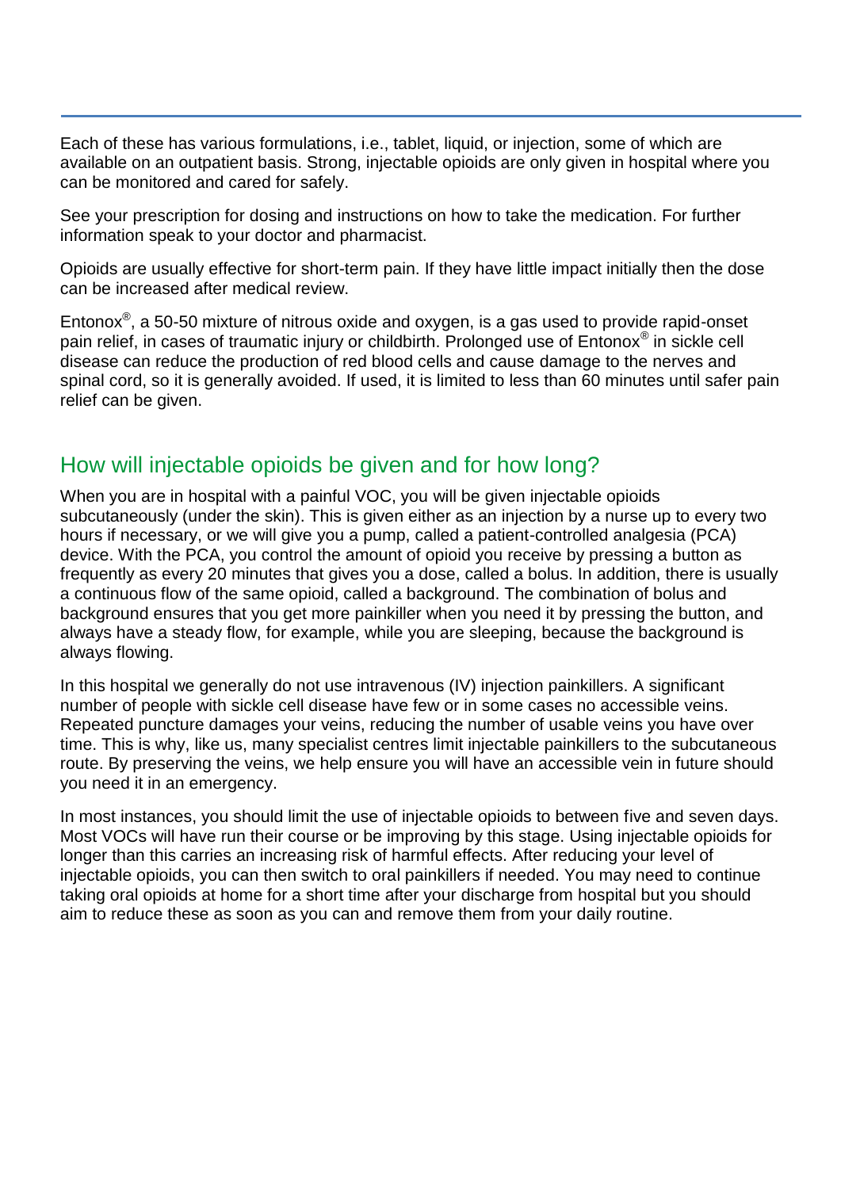Each of these has various formulations, i.e., tablet, liquid, or injection, some of which are available on an outpatient basis. Strong, injectable opioids are only given in hospital where you can be monitored and cared for safely.

See your prescription for dosing and instructions on how to take the medication. For further information speak to your doctor and pharmacist.

Opioids are usually effective for short-term pain. If they have little impact initially then the dose can be increased after medical review.

Entonox®, a 50-50 mixture of nitrous oxide and oxygen, is a gas used to provide rapid-onset pain relief, in cases of traumatic injury or childbirth. Prolonged use of Entonox® in sickle cell disease can reduce the production of red blood cells and cause damage to the nerves and spinal cord, so it is generally avoided. If used, it is limited to less than 60 minutes until safer pain relief can be given.

## How will injectable opioids be given and for how long?

When you are in hospital with a painful VOC, you will be given injectable opioids subcutaneously (under the skin). This is given either as an injection by a nurse up to every two hours if necessary, or we will give you a pump, called a patient-controlled analgesia (PCA) device. With the PCA, you control the amount of opioid you receive by pressing a button as frequently as every 20 minutes that gives you a dose, called a bolus. In addition, there is usually a continuous flow of the same opioid, called a background. The combination of bolus and background ensures that you get more painkiller when you need it by pressing the button, and always have a steady flow, for example, while you are sleeping, because the background is always flowing.

In this hospital we generally do not use intravenous (IV) injection painkillers. A significant number of people with sickle cell disease have few or in some cases no accessible veins. Repeated puncture damages your veins, reducing the number of usable veins you have over time. This is why, like us, many specialist centres limit injectable painkillers to the subcutaneous route. By preserving the veins, we help ensure you will have an accessible vein in future should you need it in an emergency.

In most instances, you should limit the use of injectable opioids to between five and seven days. Most VOCs will have run their course or be improving by this stage. Using injectable opioids for longer than this carries an increasing risk of harmful effects. After reducing your level of injectable opioids, you can then switch to oral painkillers if needed. You may need to continue taking oral opioids at home for a short time after your discharge from hospital but you should aim to reduce these as soon as you can and remove them from your daily routine.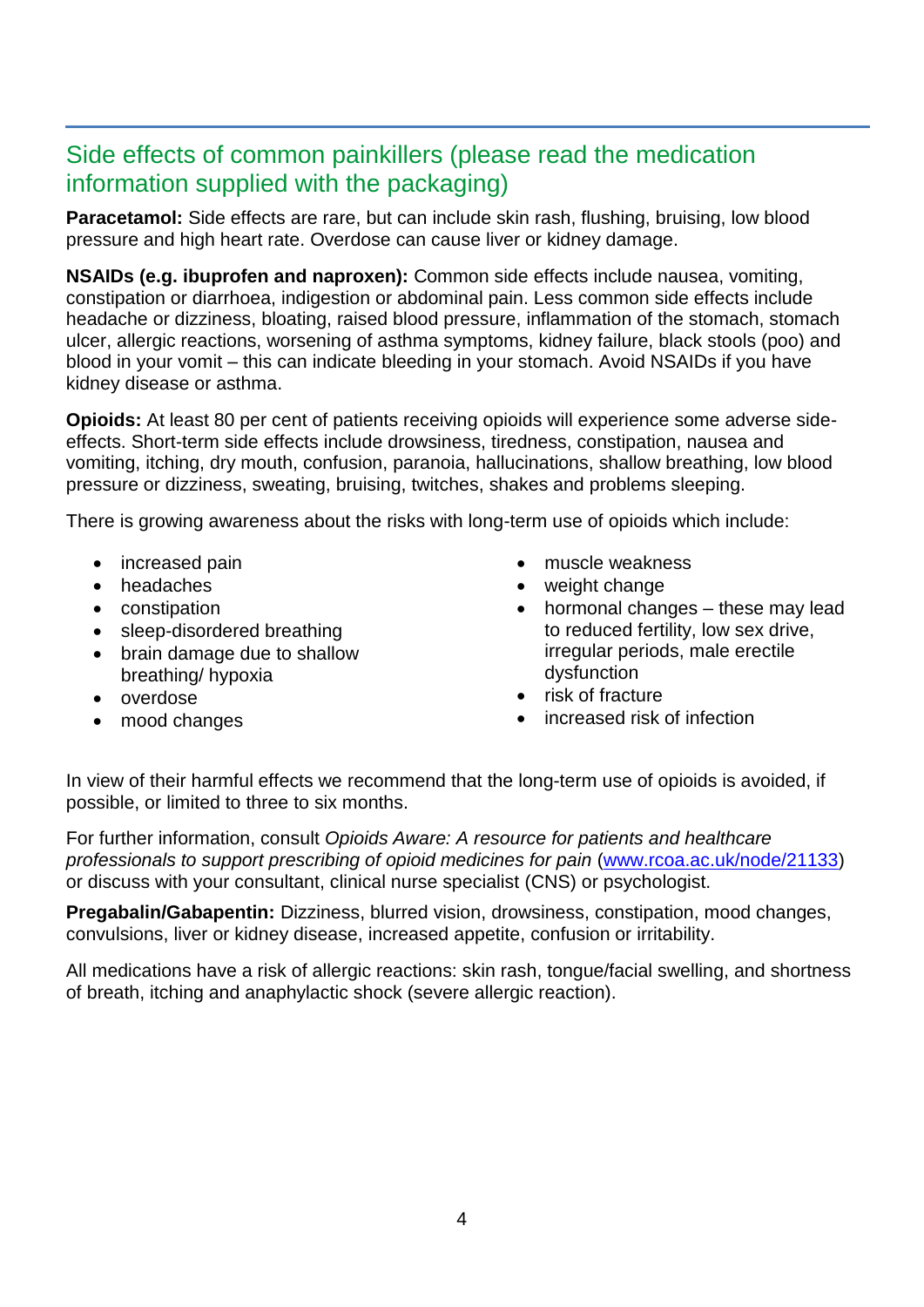## Side effects of common painkillers (please read the medication information supplied with the packaging)

**Paracetamol:** Side effects are rare, but can include skin rash, flushing, bruising, low blood pressure and high heart rate. Overdose can cause liver or kidney damage.

**NSAIDs (e.g. ibuprofen and naproxen):** Common side effects include nausea, vomiting, constipation or diarrhoea, indigestion or abdominal pain. Less common side effects include headache or dizziness, bloating, raised blood pressure, inflammation of the stomach, stomach ulcer, allergic reactions, worsening of asthma symptoms, kidney failure, black stools (poo) and blood in your vomit – this can indicate bleeding in your stomach. Avoid NSAIDs if you have kidney disease or asthma.

**Opioids:** At least 80 per cent of patients receiving opioids will experience some adverse side-effects. Short-term side effects include drowsiness, tiredness, constipation, nausea and vomiting, itching, dry mouth, confusion, paranoia, hallucinations, shallow breathing, low blood pressure or dizziness, sweating, bruising, twitches, shakes and problems sleeping.

There is growing awareness about the risks with long-term use of opioids which include:

- increased pain
- headaches
- constipation
- sleep-disordered breathing
- brain damage due to shallow breathing/ hypoxia
- overdose
- mood changes
- muscle weakness
- weight change
- hormonal changes – these may lead to reduced fertility, low sex drive, irregular periods, male erectile dysfunction
- risk of fracture
- increased risk of infection

In view of their harmful effects we recommend that the long-term use of opioids is avoided, if possible, or limited to three to six months.

For further information, consult *Opioids Aware: A resource for patients and healthcare professionals to support prescribing of opioid medicines for pain* (www.rcoa.ac.uk/node/21133) or discuss with your consultant, clinical nurse specialist (CNS) or psychologist.

**Pregabalin/Gabapentin:** Dizziness, blurred vision, drowsiness, constipation, mood changes, convulsions, liver or kidney disease, increased appetite, confusion or irritability.

All medications have a risk of allergic reactions: skin rash, tongue/facial swelling, and shortness of breath, itching and anaphylactic shock (severe allergic reaction).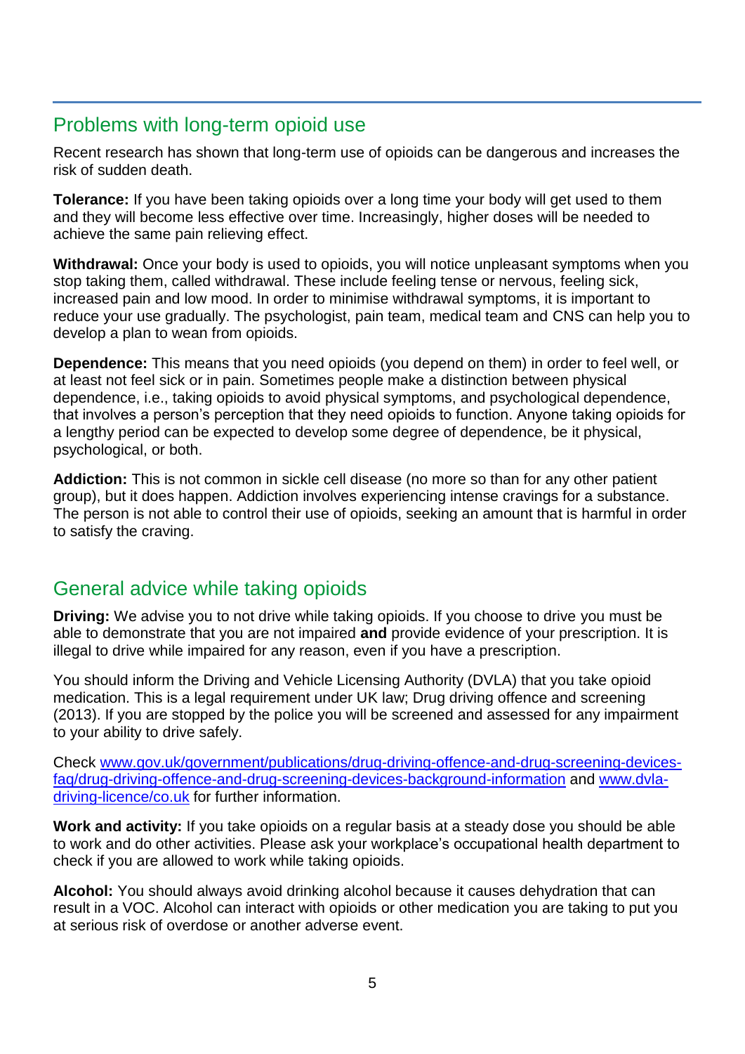## Problems with long-term opioid use

Recent research has shown that long-term use of opioids can be dangerous and increases the risk of sudden death.

**Tolerance:** If you have been taking opioids over a long time your body will get used to them and they will become less effective over time. Increasingly, higher doses will be needed to achieve the same pain relieving effect.

**Withdrawal:** Once your body is used to opioids, you will notice unpleasant symptoms when you stop taking them, called withdrawal. These include feeling tense or nervous, feeling sick, increased pain and low mood. In order to minimise withdrawal symptoms, it is important to reduce your use gradually. The psychologist, pain team, medical team and CNS can help you to develop a plan to wean from opioids.

**Dependence:** This means that you need opioids (you depend on them) in order to feel well, or at least not feel sick or in pain. Sometimes people make a distinction between physical dependence, i.e., taking opioids to avoid physical symptoms, and psychological dependence, that involves a person's perception that they need opioids to function. Anyone taking opioids for a lengthy period can be expected to develop some degree of dependence, be it physical, psychological, or both.

**Addiction:** This is not common in sickle cell disease (no more so than for any other patient group), but it does happen. Addiction involves experiencing intense cravings for a substance. The person is not able to control their use of opioids, seeking an amount that is harmful in order to satisfy the craving.

## General advice while taking opioids

**Driving:** We advise you to not drive while taking opioids. If you choose to drive you must be able to demonstrate that you are not impaired **and** provide evidence of your prescription. It is illegal to drive while impaired for any reason, even if you have a prescription.

You should inform the Driving and Vehicle Licensing Authority (DVLA) that you take opioid medication. This is a legal requirement under UK law; Drug driving offence and screening (2013). If you are stopped by the police you will be screened and assessed for any impairment to your ability to drive safely.

Check www.gov.uk/government/publications/drug-driving-offence-and-drug-screening-devices-faq/drug-driving-offence-and-drug-screening-devices-background-information and www.dvla-driving-licence/co.uk for further information.

**Work and activity:** If you take opioids on a regular basis at a steady dose you should be able to work and do other activities. Please ask your workplace's occupational health department to check if you are allowed to work while taking opioids.

**Alcohol:** You should always avoid drinking alcohol because it causes dehydration that can result in a VOC. Alcohol can interact with opioids or other medication you are taking to put you at serious risk of overdose or another adverse event.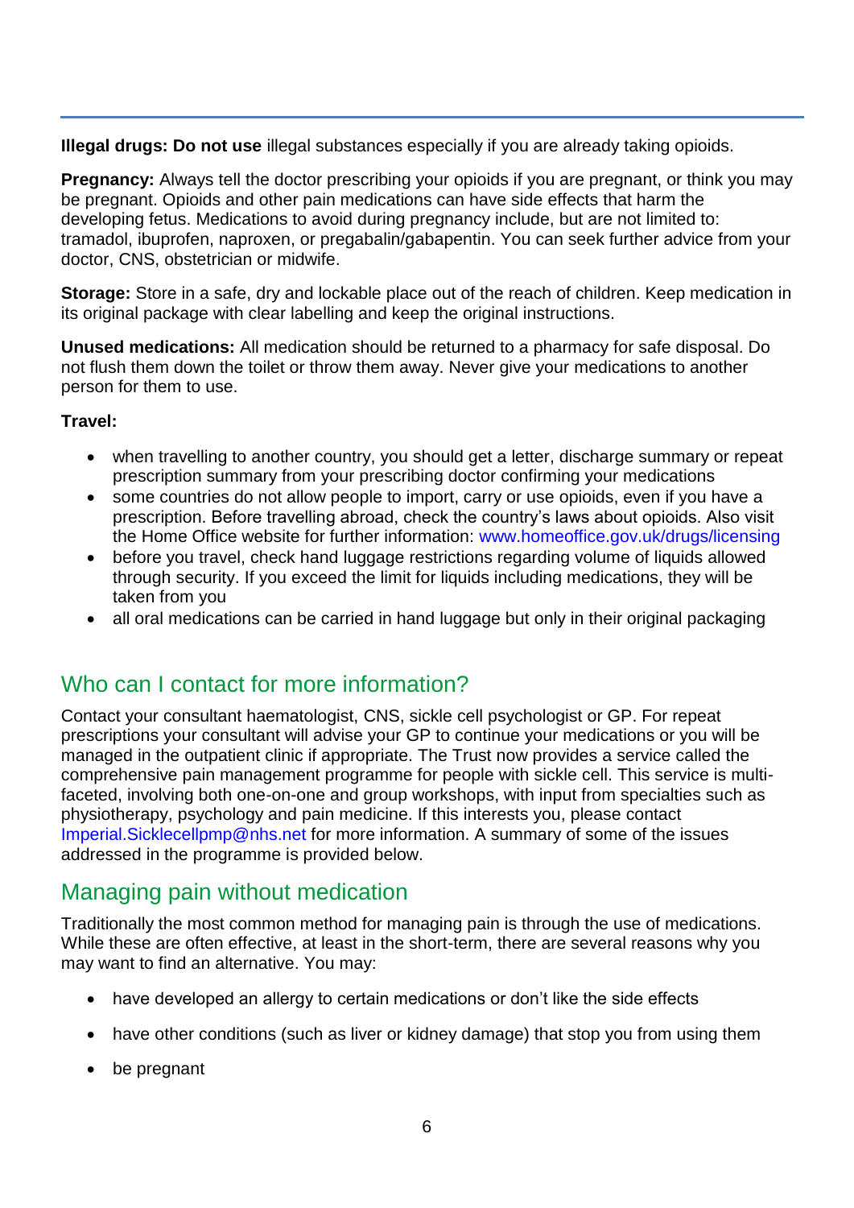**Illegal drugs: Do not use** illegal substances especially if you are already taking opioids.

**Pregnancy:** Always tell the doctor prescribing your opioids if you are pregnant, or think you may be pregnant. Opioids and other pain medications can have side effects that harm the developing fetus. Medications to avoid during pregnancy include, but are not limited to: tramadol, ibuprofen, naproxen, or pregabalin/gabapentin. You can seek further advice from your doctor, CNS, obstetrician or midwife.

**Storage:** Store in a safe, dry and lockable place out of the reach of children. Keep medication in its original package with clear labelling and keep the original instructions.

**Unused medications:** All medication should be returned to a pharmacy for safe disposal. Do not flush them down the toilet or throw them away. Never give your medications to another person for them to use.

**Travel:**

- when travelling to another country, you should get a letter, discharge summary or repeat prescription summary from your prescribing doctor confirming your medications
- some countries do not allow people to import, carry or use opioids, even if you have a prescription. Before travelling abroad, check the country's laws about opioids. Also visit the Home Office website for further information: www.homeoffice.gov.uk/drugs/licensing
- before you travel, check hand luggage restrictions regarding volume of liquids allowed through security. If you exceed the limit for liquids including medications, they will be taken from you
- all oral medications can be carried in hand luggage but only in their original packaging

## Who can I contact for more information?

Contact your consultant haematologist, CNS, sickle cell psychologist or GP. For repeat prescriptions your consultant will advise your GP to continue your medications or you will be managed in the outpatient clinic if appropriate. The Trust now provides a service called the comprehensive pain management programme for people with sickle cell. This service is multi-faceted, involving both one-on-one and group workshops, with input from specialties such as physiotherapy, psychology and pain medicine. If this interests you, please contact Imperial.Sicklecellpmp@nhs.net for more information. A summary of some of the issues addressed in the programme is provided below.

## Managing pain without medication

Traditionally the most common method for managing pain is through the use of medications. While these are often effective, at least in the short-term, there are several reasons why you may want to find an alternative. You may:

- have developed an allergy to certain medications or don't like the side effects
- have other conditions (such as liver or kidney damage) that stop you from using them
- be pregnant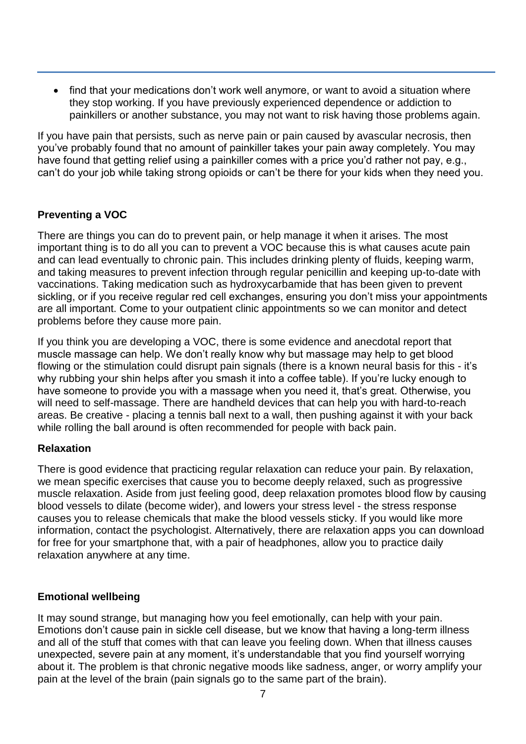- find that your medications don't work well anymore, or want to avoid a situation where they stop working. If you have previously experienced dependence or addiction to painkillers or another substance, you may not want to risk having those problems again.

If you have pain that persists, such as nerve pain or pain caused by avascular necrosis, then you've probably found that no amount of painkiller takes your pain away completely. You may have found that getting relief using a painkiller comes with a price you'd rather not pay, e.g., can't do your job while taking strong opioids or can't be there for your kids when they need you.

**Preventing a VOC**

There are things you can do to prevent pain, or help manage it when it arises. The most important thing is to do all you can to prevent a VOC because this is what causes acute pain and can lead eventually to chronic pain. This includes drinking plenty of fluids, keeping warm, and taking measures to prevent infection through regular penicillin and keeping up-to-date with vaccinations. Taking medication such as hydroxycarbamide that has been given to prevent sickling, or if you receive regular red cell exchanges, ensuring you don't miss your appointments are all important. Come to your outpatient clinic appointments so we can monitor and detect problems before they cause more pain.

If you think you are developing a VOC, there is some evidence and anecdotal report that muscle massage can help. We don't really know why but massage may help to get blood flowing or the stimulation could disrupt pain signals (there is a known neural basis for this - it's why rubbing your shin helps after you smash it into a coffee table). If you're lucky enough to have someone to provide you with a massage when you need it, that's great. Otherwise, you will need to self-massage. There are handheld devices that can help you with hard-to-reach areas. Be creative - placing a tennis ball next to a wall, then pushing against it with your back while rolling the ball around is often recommended for people with back pain.

**Relaxation**

There is good evidence that practicing regular relaxation can reduce your pain. By relaxation, we mean specific exercises that cause you to become deeply relaxed, such as progressive muscle relaxation. Aside from just feeling good, deep relaxation promotes blood flow by causing blood vessels to dilate (become wider), and lowers your stress level - the stress response causes you to release chemicals that make the blood vessels sticky. If you would like more information, contact the psychologist. Alternatively, there are relaxation apps you can download for free for your smartphone that, with a pair of headphones, allow you to practice daily relaxation anywhere at any time.

**Emotional wellbeing**

It may sound strange, but managing how you feel emotionally, can help with your pain. Emotions don't cause pain in sickle cell disease, but we know that having a long-term illness and all of the stuff that comes with that can leave you feeling down. When that illness causes unexpected, severe pain at any moment, it's understandable that you find yourself worrying about it. The problem is that chronic negative moods like sadness, anger, or worry amplify your pain at the level of the brain (pain signals go to the same part of the brain).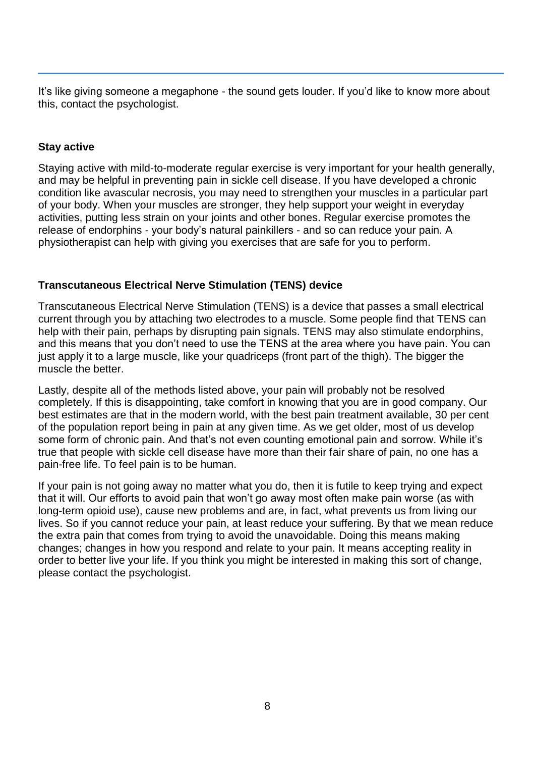It's like giving someone a megaphone - the sound gets louder. If you'd like to know more about this, contact the psychologist.

## Stay active

Staying active with mild-to-moderate regular exercise is very important for your health generally, and may be helpful in preventing pain in sickle cell disease. If you have developed a chronic condition like avascular necrosis, you may need to strengthen your muscles in a particular part of your body. When your muscles are stronger, they help support your weight in everyday activities, putting less strain on your joints and other bones. Regular exercise promotes the release of endorphins - your body's natural painkillers - and so can reduce your pain. A physiotherapist can help with giving you exercises that are safe for you to perform.

## Transcutaneous Electrical Nerve Stimulation (TENS) device

Transcutaneous Electrical Nerve Stimulation (TENS) is a device that passes a small electrical current through you by attaching two electrodes to a muscle. Some people find that TENS can help with their pain, perhaps by disrupting pain signals. TENS may also stimulate endorphins, and this means that you don't need to use the TENS at the area where you have pain. You can just apply it to a large muscle, like your quadriceps (front part of the thigh). The bigger the muscle the better.

Lastly, despite all of the methods listed above, your pain will probably not be resolved completely. If this is disappointing, take comfort in knowing that you are in good company. Our best estimates are that in the modern world, with the best pain treatment available, 30 per cent of the population report being in pain at any given time. As we get older, most of us develop some form of chronic pain. And that's not even counting emotional pain and sorrow. While it's true that people with sickle cell disease have more than their fair share of pain, no one has a pain-free life. To feel pain is to be human.

If your pain is not going away no matter what you do, then it is futile to keep trying and expect that it will. Our efforts to avoid pain that won't go away most often make pain worse (as with long-term opioid use), cause new problems and are, in fact, what prevents us from living our lives. So if you cannot reduce your pain, at least reduce your suffering. By that we mean reduce the extra pain that comes from trying to avoid the unavoidable. Doing this means making changes; changes in how you respond and relate to your pain. It means accepting reality in order to better live your life. If you think you might be interested in making this sort of change, please contact the psychologist.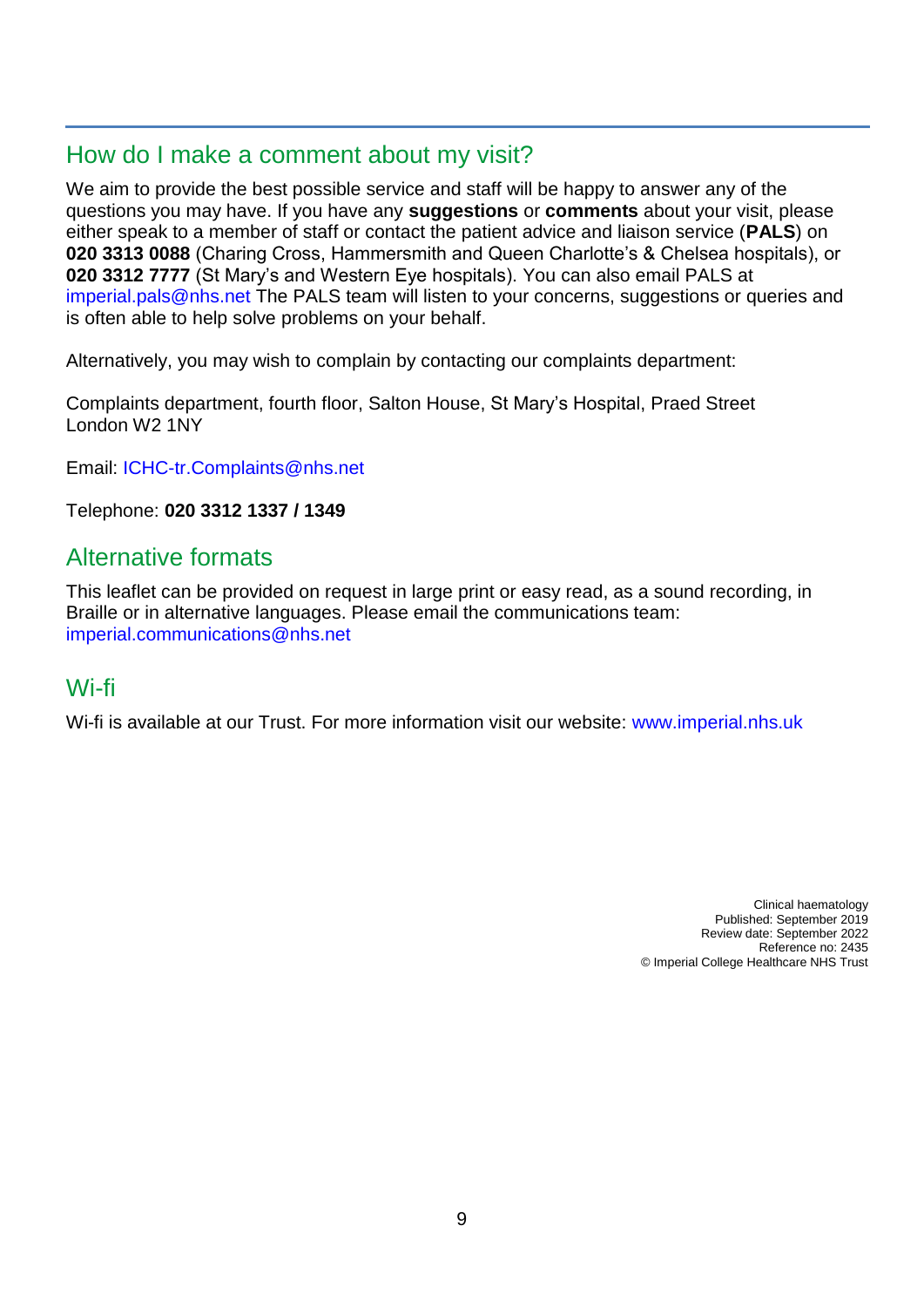## How do I make a comment about my visit?

We aim to provide the best possible service and staff will be happy to answer any of the questions you may have. If you have any **suggestions** or **comments** about your visit, please either speak to a member of staff or contact the patient advice and liaison service (**PALS**) on **020 3313 0088** (Charing Cross, Hammersmith and Queen Charlotte's & Chelsea hospitals), or **020 3312 7777** (St Mary's and Western Eye hospitals). You can also email PALS at imperial.pals@nhs.net The PALS team will listen to your concerns, suggestions or queries and is often able to help solve problems on your behalf.

Alternatively, you may wish to complain by contacting our complaints department:

Complaints department, fourth floor, Salton House, St Mary's Hospital, Praed Street
London W2 1NY

Email: ICHC-tr.Complaints@nhs.net

Telephone: **020 3312 1337 / 1349**

## Alternative formats

This leaflet can be provided on request in large print or easy read, as a sound recording, in Braille or in alternative languages. Please email the communications team: imperial.communications@nhs.net

## Wi-fi

Wi-fi is available at our Trust. For more information visit our website: www.imperial.nhs.uk

Clinical haematology
Published: September 2019
Review date: September 2022
Reference no: 2435
© Imperial College Healthcare NHS Trust